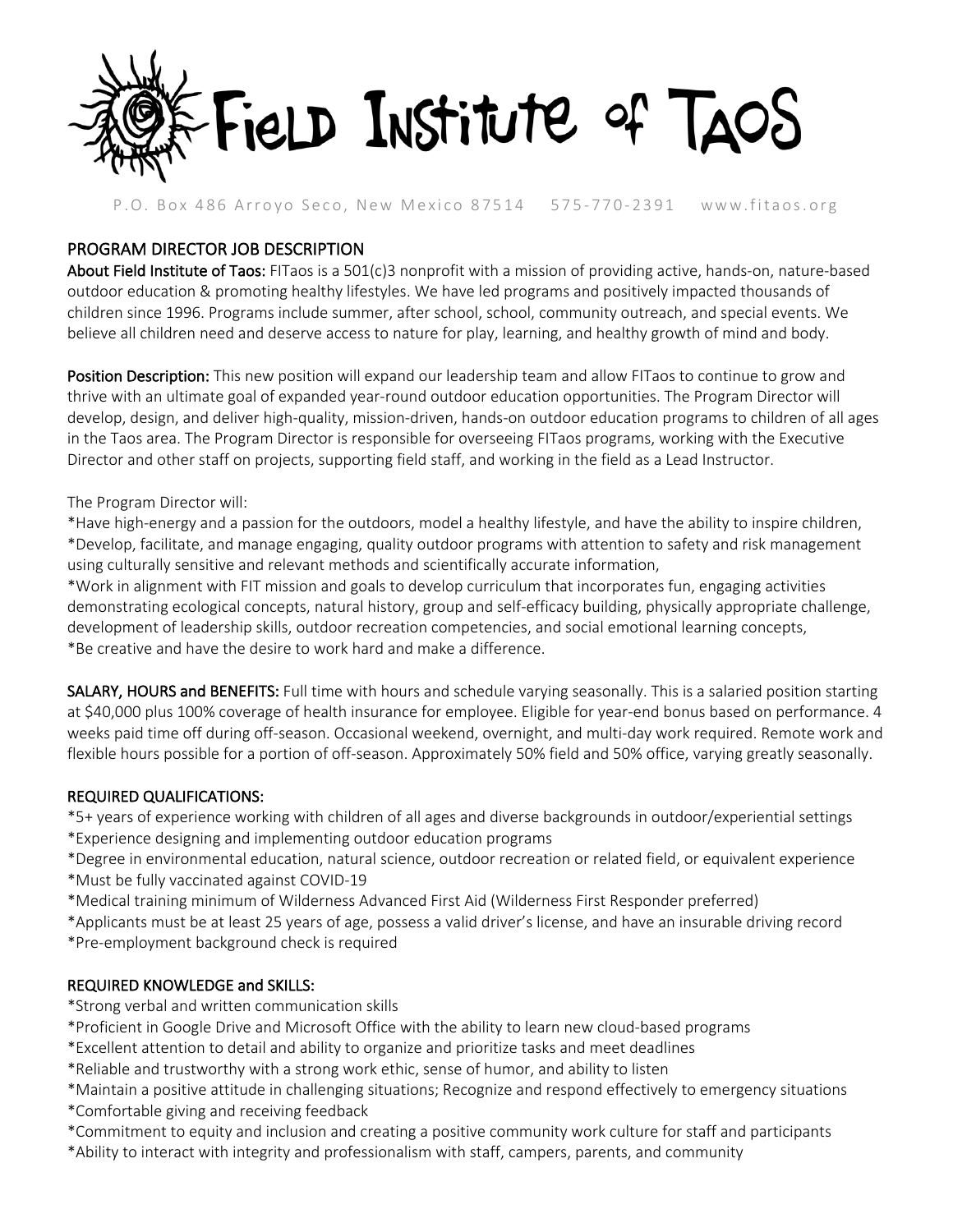# Field Institute of Taos

P.O. Box 486 Arroyo Seco, New Mexico 87514 575-770-2391 www.fitaos.org

## PROGRAM DIRECTOR JOB DESCRIPTION

**About Field Institute of Taos:** FITaos is a 501(c)3 nonprofit with a mission of providing active, hands-on, nature-based outdoor education & promoting healthy lifestyles. We have led programs and positively impacted thousands of children since 1996. Programs include summer, after school, school, community outreach, and special events. We believe all children need and deserve access to nature for play, learning, and healthy growth of mind and body.

**Position Description:** This new position will expand our leadership team and allow FITaos to continue to grow and thrive with an ultimate goal of expanded year-round outdoor education opportunities. The Program Director will develop, design, and deliver high-quality, mission-driven, hands-on outdoor education programs to children of all ages in the Taos area. The Program Director is responsible for overseeing FITaos programs, working with the Executive Director and other staff on projects, supporting field staff, and working in the field as a Lead Instructor.

The Program Director will:

*Have high-energy and a passion for the outdoors, model a healthy lifestyle, and have the ability to inspire children,
*Develop, facilitate, and manage engaging, quality outdoor programs with attention to safety and risk management using culturally sensitive and relevant methods and scientifically accurate information,
*Work in alignment with FIT mission and goals to develop curriculum that incorporates fun, engaging activities demonstrating ecological concepts, natural history, group and self-efficacy building, physically appropriate challenge, development of leadership skills, outdoor recreation competencies, and social emotional learning concepts,
*Be creative and have the desire to work hard and make a difference.

**SALARY, HOURS and BENEFITS:** Full time with hours and schedule varying seasonally. This is a salaried position starting at $40,000 plus 100% coverage of health insurance for employee. Eligible for year-end bonus based on performance. 4 weeks paid time off during off-season. Occasional weekend, overnight, and multi-day work required. Remote work and flexible hours possible for a portion of off-season. Approximately 50% field and 50% office, varying greatly seasonally.

### REQUIRED QUALIFICATIONS:

*5+ years of experience working with children of all ages and diverse backgrounds in outdoor/experiential settings
*Experience designing and implementing outdoor education programs
*Degree in environmental education, natural science, outdoor recreation or related field, or equivalent experience
*Must be fully vaccinated against COVID-19
*Medical training minimum of Wilderness Advanced First Aid (Wilderness First Responder preferred)
*Applicants must be at least 25 years of age, possess a valid driver's license, and have an insurable driving record
*Pre-employment background check is required

### REQUIRED KNOWLEDGE and SKILLS:

*Strong verbal and written communication skills
*Proficient in Google Drive and Microsoft Office with the ability to learn new cloud-based programs
*Excellent attention to detail and ability to organize and prioritize tasks and meet deadlines
*Reliable and trustworthy with a strong work ethic, sense of humor, and ability to listen
*Maintain a positive attitude in challenging situations; Recognize and respond effectively to emergency situations
*Comfortable giving and receiving feedback
*Commitment to equity and inclusion and creating a positive community work culture for staff and participants
*Ability to interact with integrity and professionalism with staff, campers, parents, and community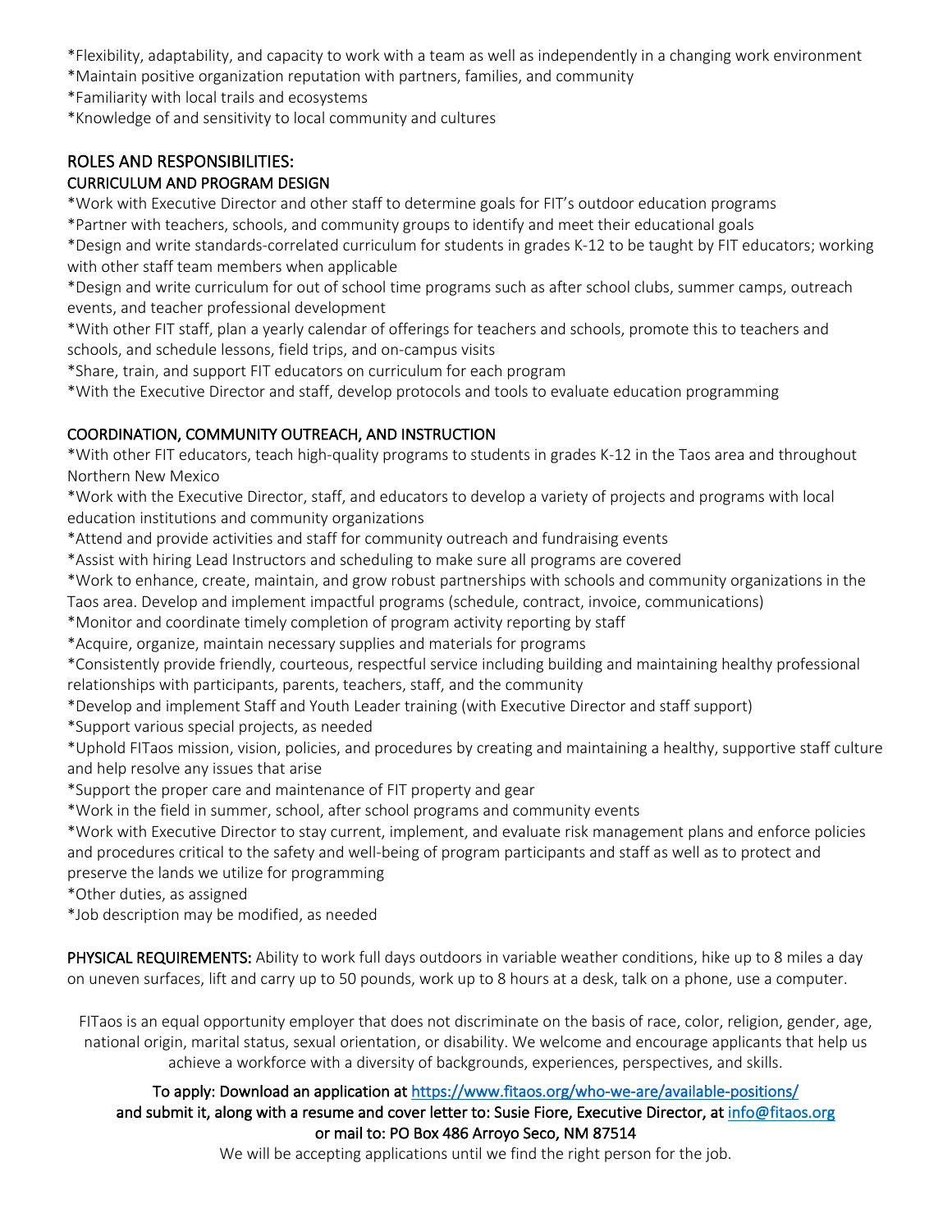*Flexibility, adaptability, and capacity to work with a team as well as independently in a changing work environment
*Maintain positive organization reputation with partners, families, and community
*Familiarity with local trails and ecosystems
*Knowledge of and sensitivity to local community and cultures

## ROLES AND RESPONSIBILITIES:

### CURRICULUM AND PROGRAM DESIGN

*Work with Executive Director and other staff to determine goals for FIT's outdoor education programs
*Partner with teachers, schools, and community groups to identify and meet their educational goals
*Design and write standards-correlated curriculum for students in grades K-12 to be taught by FIT educators; working with other staff team members when applicable
*Design and write curriculum for out of school time programs such as after school clubs, summer camps, outreach events, and teacher professional development
*With other FIT staff, plan a yearly calendar of offerings for teachers and schools, promote this to teachers and schools, and schedule lessons, field trips, and on-campus visits
*Share, train, and support FIT educators on curriculum for each program
*With the Executive Director and staff, develop protocols and tools to evaluate education programming

### COORDINATION, COMMUNITY OUTREACH, AND INSTRUCTION

*With other FIT educators, teach high-quality programs to students in grades K-12 in the Taos area and throughout Northern New Mexico
*Work with the Executive Director, staff, and educators to develop a variety of projects and programs with local education institutions and community organizations
*Attend and provide activities and staff for community outreach and fundraising events
*Assist with hiring Lead Instructors and scheduling to make sure all programs are covered
*Work to enhance, create, maintain, and grow robust partnerships with schools and community organizations in the Taos area. Develop and implement impactful programs (schedule, contract, invoice, communications)
*Monitor and coordinate timely completion of program activity reporting by staff
*Acquire, organize, maintain necessary supplies and materials for programs
*Consistently provide friendly, courteous, respectful service including building and maintaining healthy professional relationships with participants, parents, teachers, staff, and the community
*Develop and implement Staff and Youth Leader training (with Executive Director and staff support)
*Support various special projects, as needed
*Uphold FITaos mission, vision, policies, and procedures by creating and maintaining a healthy, supportive staff culture and help resolve any issues that arise
*Support the proper care and maintenance of FIT property and gear
*Work in the field in summer, school, after school programs and community events
*Work with Executive Director to stay current, implement, and evaluate risk management plans and enforce policies and procedures critical to the safety and well-being of program participants and staff as well as to protect and preserve the lands we utilize for programming
*Other duties, as assigned
*Job description may be modified, as needed

**PHYSICAL REQUIREMENTS:** Ability to work full days outdoors in variable weather conditions, hike up to 8 miles a day on uneven surfaces, lift and carry up to 50 pounds, work up to 8 hours at a desk, talk on a phone, use a computer.

FITaos is an equal opportunity employer that does not discriminate on the basis of race, color, religion, gender, age, national origin, marital status, sexual orientation, or disability. We welcome and encourage applicants that help us achieve a workforce with a diversity of backgrounds, experiences, perspectives, and skills.

To apply: Download an application at https://www.fitaos.org/who-we-are/available-positions/
and submit it, along with a resume and cover letter to: Susie Fiore, Executive Director, at info@fitaos.org
or mail to: PO Box 486 Arroyo Seco, NM 87514

We will be accepting applications until we find the right person for the job.